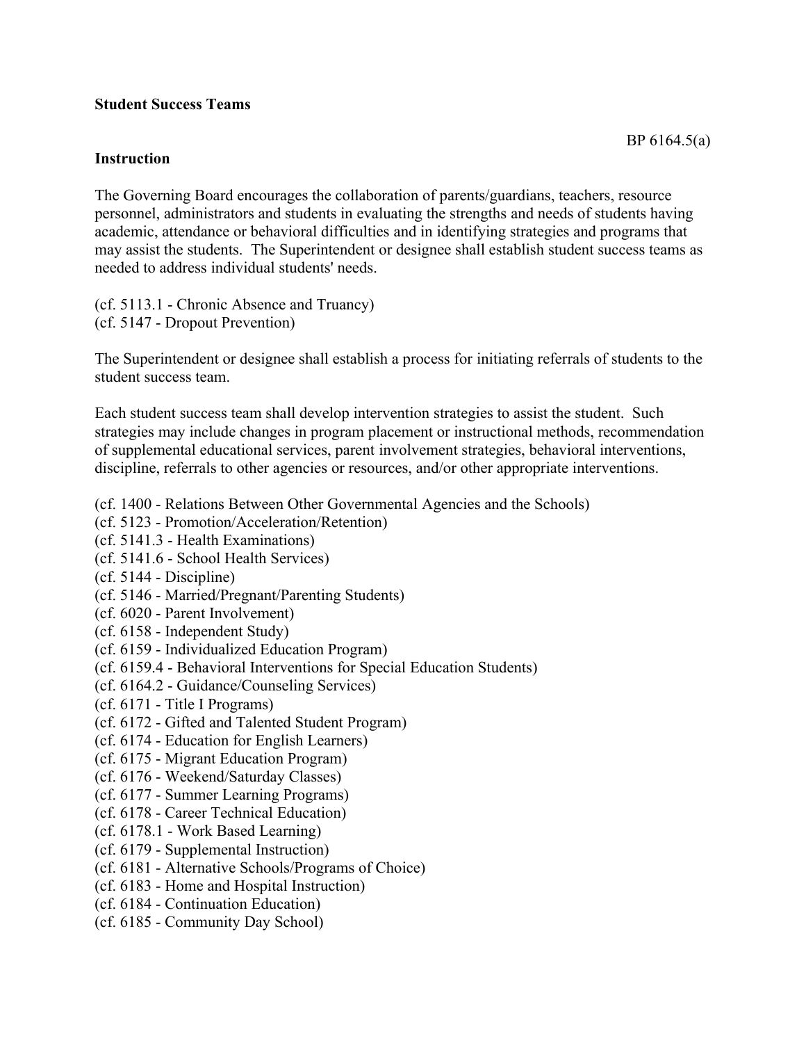**Student Success Teams**

BP 6164.5(a)

**Instruction**

The Governing Board encourages the collaboration of parents/guardians, teachers, resource personnel, administrators and students in evaluating the strengths and needs of students having academic, attendance or behavioral difficulties and in identifying strategies and programs that may assist the students. The Superintendent or designee shall establish student success teams as needed to address individual students' needs.

(cf. 5113.1 - Chronic Absence and Truancy)
(cf. 5147 - Dropout Prevention)

The Superintendent or designee shall establish a process for initiating referrals of students to the student success team.

Each student success team shall develop intervention strategies to assist the student. Such strategies may include changes in program placement or instructional methods, recommendation of supplemental educational services, parent involvement strategies, behavioral interventions, discipline, referrals to other agencies or resources, and/or other appropriate interventions.

(cf. 1400 - Relations Between Other Governmental Agencies and the Schools)
(cf. 5123 - Promotion/Acceleration/Retention)
(cf. 5141.3 - Health Examinations)
(cf. 5141.6 - School Health Services)
(cf. 5144 - Discipline)
(cf. 5146 - Married/Pregnant/Parenting Students)
(cf. 6020 - Parent Involvement)
(cf. 6158 - Independent Study)
(cf. 6159 - Individualized Education Program)
(cf. 6159.4 - Behavioral Interventions for Special Education Students)
(cf. 6164.2 - Guidance/Counseling Services)
(cf. 6171 - Title I Programs)
(cf. 6172 - Gifted and Talented Student Program)
(cf. 6174 - Education for English Learners)
(cf. 6175 - Migrant Education Program)
(cf. 6176 - Weekend/Saturday Classes)
(cf. 6177 - Summer Learning Programs)
(cf. 6178 - Career Technical Education)
(cf. 6178.1 - Work Based Learning)
(cf. 6179 - Supplemental Instruction)
(cf. 6181 - Alternative Schools/Programs of Choice)
(cf. 6183 - Home and Hospital Instruction)
(cf. 6184 - Continuation Education)
(cf. 6185 - Community Day School)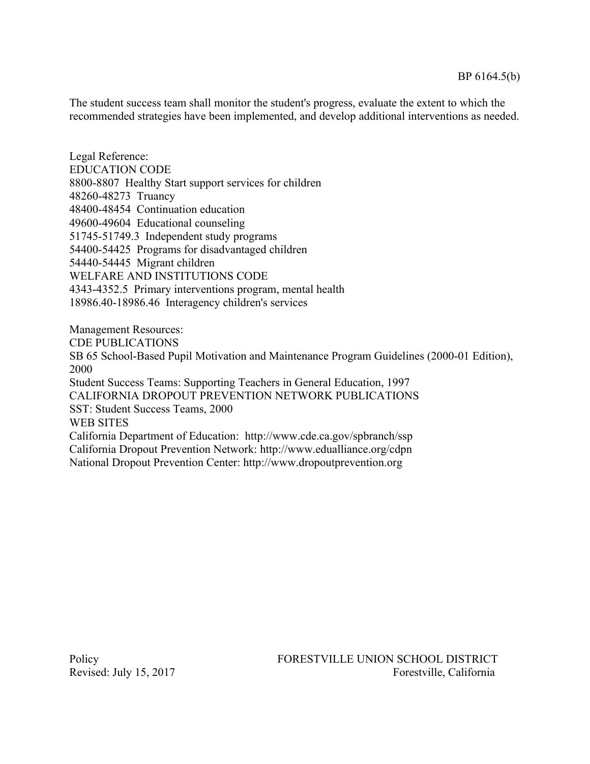The student success team shall monitor the student's progress, evaluate the extent to which the recommended strategies have been implemented, and develop additional interventions as needed.

Legal Reference:
EDUCATION CODE
8800-8807 Healthy Start support services for children
48260-48273 Truancy
48400-48454 Continuation education
49600-49604 Educational counseling
51745-51749.3 Independent study programs
54400-54425 Programs for disadvantaged children
54440-54445 Migrant children
WELFARE AND INSTITUTIONS CODE
4343-4352.5 Primary interventions program, mental health
18986.40-18986.46 Interagency children's services

Management Resources:
CDE PUBLICATIONS
SB 65 School-Based Pupil Motivation and Maintenance Program Guidelines (2000-01 Edition), 2000
Student Success Teams: Supporting Teachers in General Education, 1997
CALIFORNIA DROPOUT PREVENTION NETWORK PUBLICATIONS
SST: Student Success Teams, 2000
WEB SITES
California Department of Education: http://www.cde.ca.gov/spbranch/ssp
California Dropout Prevention Network: http://www.edualliance.org/cdpn
National Dropout Prevention Center: http://www.dropoutprevention.org

Policy
Revised: July 15, 2017

FORESTVILLE UNION SCHOOL DISTRICT
Forestville, California